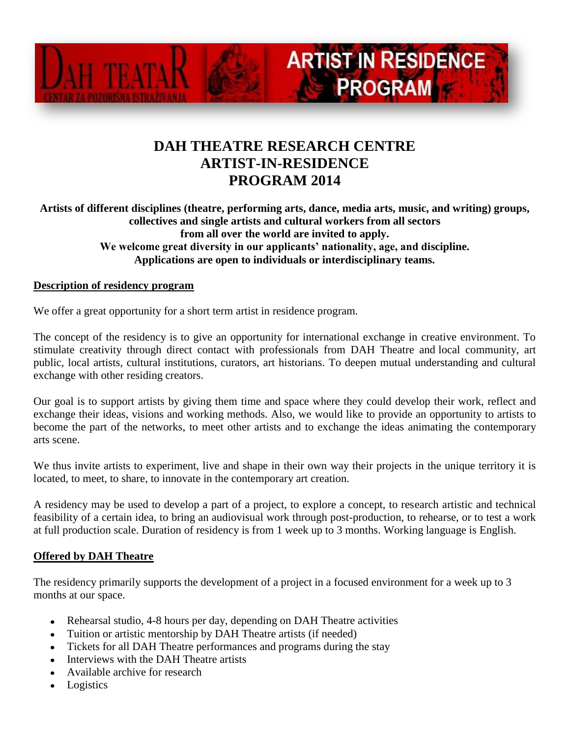DAH TEATAR
CENTAR ZA POZORIŠNA ISTRAŽIVANJA

ARTIST IN RESIDENCE PROGRAM

# DAH THEATRE RESEARCH CENTRE ARTIST-IN-RESIDENCE PROGRAM 2014

**Artists of different disciplines (theatre, performing arts, dance, media arts, music, and writing) groups, collectives and single artists and cultural workers from all sectors from all over the world are invited to apply.**
**We welcome great diversity in our applicants' nationality, age, and discipline.**
**Applications are open to individuals or interdisciplinary teams.**

## Description of residency program

We offer a great opportunity for a short term artist in residence program.

The concept of the residency is to give an opportunity for international exchange in creative environment. To stimulate creativity through direct contact with professionals from DAH Theatre and local community, art public, local artists, cultural institutions, curators, art historians. To deepen mutual understanding and cultural exchange with other residing creators.

Our goal is to support artists by giving them time and space where they could develop their work, reflect and exchange their ideas, visions and working methods. Also, we would like to provide an opportunity to artists to become the part of the networks, to meet other artists and to exchange the ideas animating the contemporary arts scene.

We thus invite artists to experiment, live and shape in their own way their projects in the unique territory it is located, to meet, to share, to innovate in the contemporary art creation.

A residency may be used to develop a part of a project, to explore a concept, to research artistic and technical feasibility of a certain idea, to bring an audiovisual work through post-production, to rehearse, or to test a work at full production scale. Duration of residency is from 1 week up to 3 months. Working language is English.

## Offered by DAH Theatre

The residency primarily supports the development of a project in a focused environment for a week up to 3 months at our space.

- Rehearsal studio, 4-8 hours per day, depending on DAH Theatre activities
- Tuition or artistic mentorship by DAH Theatre artists (if needed)
- Tickets for all DAH Theatre performances and programs during the stay
- Interviews with the DAH Theatre artists
- Available archive for research
- Logistics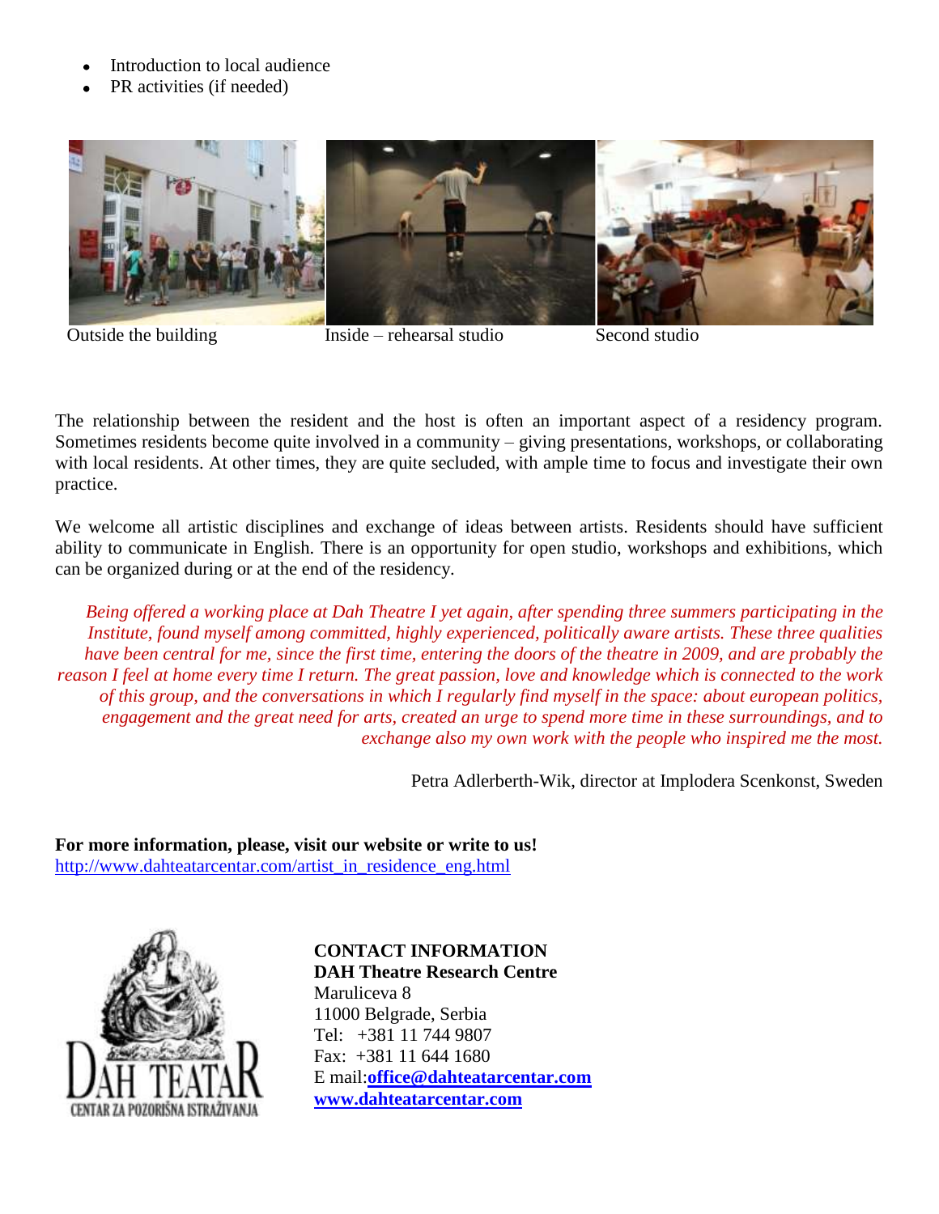- Introduction to local audience
- PR activities (if needed)

Outside the building | Inside – rehearsal studio | Second studio

The relationship between the resident and the host is often an important aspect of a residency program. Sometimes residents become quite involved in a community – giving presentations, workshops, or collaborating with local residents. At other times, they are quite secluded, with ample time to focus and investigate their own practice.

We welcome all artistic disciplines and exchange of ideas between artists. Residents should have sufficient ability to communicate in English. There is an opportunity for open studio, workshops and exhibitions, which can be organized during or at the end of the residency.

*Being offered a working place at Dah Theatre I yet again, after spending three summers participating in the Institute, found myself among committed, highly experienced, politically aware artists. These three qualities have been central for me, since the first time, entering the doors of the theatre in 2009, and are probably the reason I feel at home every time I return. The great passion, love and knowledge which is connected to the work of this group, and the conversations in which I regularly find myself in the space: about european politics, engagement and the great need for arts, created an urge to spend more time in these surroundings, and to exchange also my own work with the people who inspired me the most.*

Petra Adlerberth-Wik, director at Implodera Scenkonst, Sweden

**For more information, please, visit our website or write to us!**
http://www.dahteatarcentar.com/artist_in_residence_eng.html

DAH TEATAR
CENTAR ZA POZORIŠNA ISTRAŽIVANJA

**CONTACT INFORMATION**
**DAH Theatre Research Centre**
Maruliceva 8
11000 Belgrade, Serbia
Tel: +381 11 744 9807
Fax: +381 11 644 1680
E mail:**office@dahteatarcentar.com**
**www.dahteatarcentar.com**